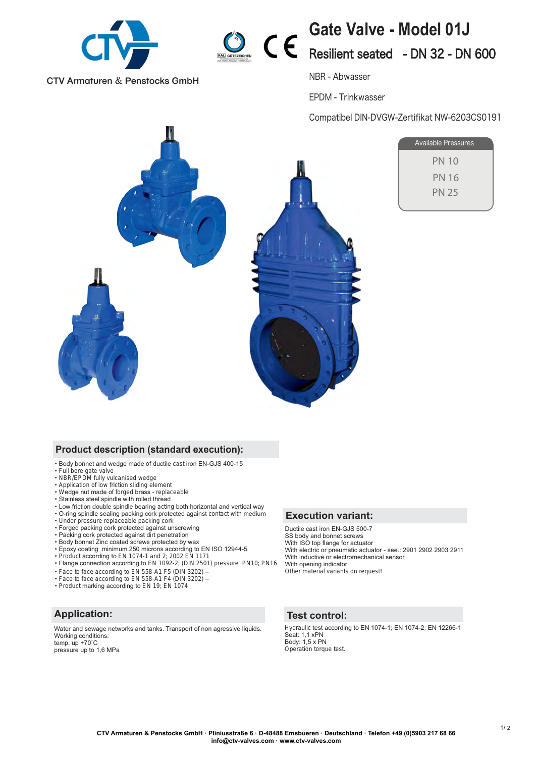CTV Armaturen & Penstocks GmbH

# Gate Valve - Model 01J

## Resilient seated - DN 32 - DN 600

NBR - Abwasser

EPDM - Trinkwasser

Compatibel DIN-DVGW-Zertifikat NW-6203CS0191

| Available Pressures |
|---|
| PN 10 |
| PN 16 |
| PN 25 |

## Product description (standard execution):

- Body bonnet and wedge made of ductile cast iron EN-GJS 400-15
- Full bore gate valve
- NBR/EPDM fully vulcanised wedge
- Application of low friction sliding element
- Wedge nut made of forged brass - replaceable
- Stainless steel spindle with rolled thread
- Low friction double spindle bearing acting both horizontal and vertical way
- O-ring spindle sealing packing cork protected against contact with medium
- Under pressure replaceable packing cork
- Forged packing cork protected against unscrewing
- Packing cork protected against dirt penetration
- Body bonnet Zinc coated screws protected by wax
- Epoxy coating minimum 250 microns according to EN ISO 12944-5
- Product according to EN 1074-1 and 2; 2002 EN 1171
- Flange connection according to EN 1092-2; (DIN 2501) pressure PN10; PN16
- Face to face according to EN 558-A1 F5 (DIN 3202) –
- Face to face according to EN 558-A1 F4 (DIN 3202) –
- Product marking according to EN 19; EN 1074

## Execution variant:

Ductile cast iron EN-GJS 500-7
SS body and bonnet screws
With ISO top flange for actuator
With electric or pneumatic actuator - see.: 2901 2902 2903 2911
With inductive or electromechanical sensor
With opening indicator
Other material variants on request!

## Application:

Water and sewage networks and tanks. Transport of non agressive liquids.
Working conditions:
temp. up +70°C
pressure up to 1,6 MPa

## Test control:

Hydraulic test according to EN 1074-1; EN 1074-2; EN 12266-1
Seat: 1,1 xPN
Body: 1,5 x PN
Operation torque test.

CTV Armaturen & Penstocks GmbH · Pliniusstraße 6 · D-48488 Emsbueren · Deutschland · Telefon +49 (0)5903 217 68 66
info@ctv-valves.com · www.ctv-valves.com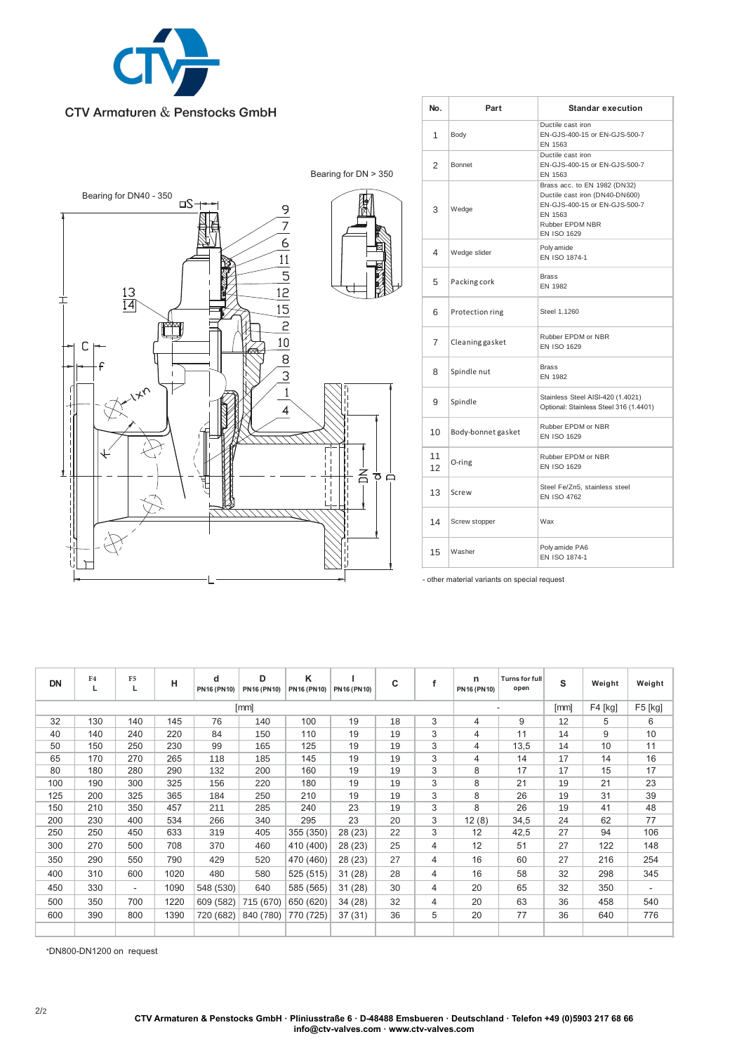CTV Armaturen & Penstocks GmbH

Bearing for DN40 - 350

Bearing for DN > 350

| No. | Part | Standar execution |
|---|---|---|
| 1 | Body | Ductile cast iron EN-GJS-400-15 or EN-GJS-500-7 EN 1563 |
| 2 | Bonnet | Ductile cast iron EN-GJS-400-15 or EN-GJS-500-7 EN 1563 |
| 3 | Wedge | Brass acc. to EN 1982 (DN32) Ductile cast iron (DN40-DN600) EN-GJS-400-15 or EN-GJS-500-7 EN 1563 Rubber EPDM NBR EN ISO 1629 |
| 4 | Wedge slider | Poly amide EN ISO 1874-1 |
| 5 | Packing cork | Brass EN 1982 |
| 6 | Protection ring | Steel 1.1260 |
| 7 | Cleaning gasket | Rubber EPDM or NBR EN ISO 1629 |
| 8 | Spindle nut | Brass EN 1982 |
| 9 | Spindle | Stainless Steel AISI-420 (1.4021) Optional: Stainless Steel 316 (1.4401) |
| 10 | Body-bonnet gasket | Rubber EPDM or NBR EN ISO 1629 |
| 11 12 | O-ring | Rubber EPDM or NBR EN ISO 1629 |
| 13 | Screw | Steel Fe/Zn5, stainless steel EN ISO 4762 |
| 14 | Screw stopper | Wax |
| 15 | Washer | Poly amide PA6 EN ISO 1874-1 |

- other material variants on special request

| DN | F4 L | F5 L | H | d PN16 (PN10) | D PN16 (PN10) | K PN16 (PN10) | l PN16 (PN10) | C | f | n PN16 (PN10) | Turns for full open | S | Weight | Weight |
|---|---|---|---|---|---|---|---|---|---|---|---|---|---|---|
| | [mm] | | | | | | | | | - | | [mm] | F4 [kg] | F5 [kg] |
| 32 | 130 | 140 | 145 | 76 | 140 | 100 | 19 | 18 | 3 | 4 | 9 | 12 | 5 | 6 |
| 40 | 140 | 240 | 220 | 84 | 150 | 110 | 19 | 19 | 3 | 4 | 11 | 14 | 9 | 10 |
| 50 | 150 | 250 | 230 | 99 | 165 | 125 | 19 | 19 | 3 | 4 | 13,5 | 14 | 10 | 11 |
| 65 | 170 | 270 | 265 | 118 | 185 | 145 | 19 | 19 | 3 | 4 | 14 | 17 | 14 | 16 |
| 80 | 180 | 280 | 290 | 132 | 200 | 160 | 19 | 19 | 3 | 8 | 17 | 17 | 15 | 17 |
| 100 | 190 | 300 | 325 | 156 | 220 | 180 | 19 | 19 | 3 | 8 | 21 | 19 | 21 | 23 |
| 125 | 200 | 325 | 365 | 184 | 250 | 210 | 19 | 19 | 3 | 8 | 26 | 19 | 31 | 39 |
| 150 | 210 | 350 | 457 | 211 | 285 | 240 | 23 | 19 | 3 | 8 | 26 | 19 | 41 | 48 |
| 200 | 230 | 400 | 534 | 266 | 340 | 295 | 23 | 20 | 3 | 12 (8) | 34,5 | 24 | 62 | 77 |
| 250 | 250 | 450 | 633 | 319 | 405 | 355 (350) | 28 (23) | 22 | 3 | 12 | 42,5 | 27 | 94 | 106 |
| 300 | 270 | 500 | 708 | 370 | 460 | 410 (400) | 28 (23) | 25 | 4 | 12 | 51 | 27 | 122 | 148 |
| 350 | 290 | 550 | 790 | 429 | 520 | 470 (460) | 28 (23) | 27 | 4 | 16 | 60 | 27 | 216 | 254 |
| 400 | 310 | 600 | 1020 | 480 | 580 | 525 (515) | 31 (28) | 28 | 4 | 16 | 58 | 32 | 298 | 345 |
| 450 | 330 | - | 1090 | 548 (530) | 640 | 585 (565) | 31 (28) | 30 | 4 | 20 | 65 | 32 | 350 | - |
| 500 | 350 | 700 | 1220 | 609 (582) | 715 (670) | 650 (620) | 34 (28) | 32 | 4 | 20 | 63 | 36 | 458 | 540 |
| 600 | 390 | 800 | 1390 | 720 (682) | 840 (780) | 770 (725) | 37 (31) | 36 | 5 | 20 | 77 | 36 | 640 | 776 |

*DN800-DN1200 on request

CTV Armaturen & Penstocks GmbH · Pliniusstraße 6 · D-48488 Emsbueren · Deutschland · Telefon +49 (0)5903 217 68 66
info@ctv-valves.com · www.ctv-valves.com